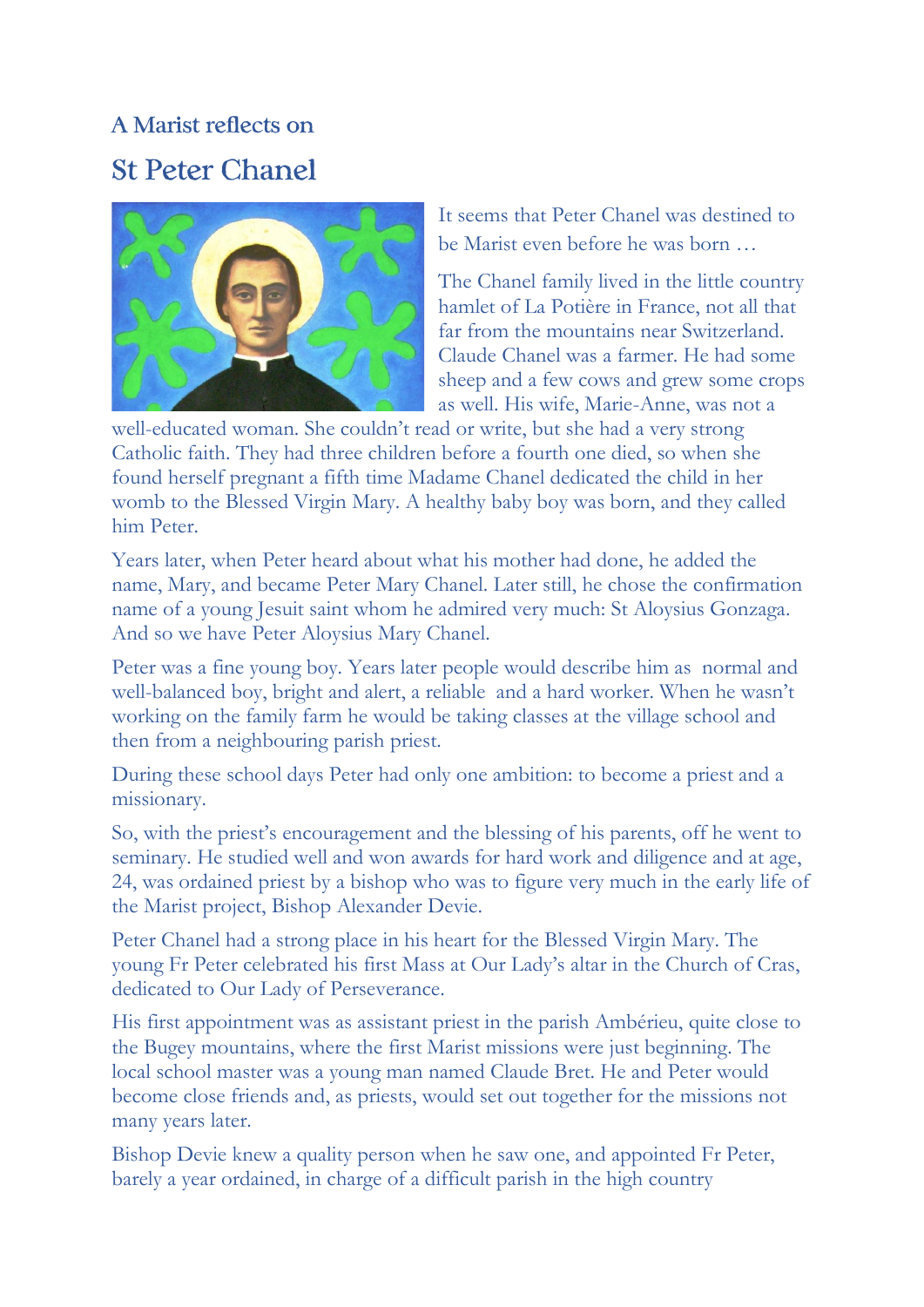### A Marist reflects on

## St Peter Chanel

It seems that Peter Chanel was destined to be Marist even before he was born …

The Chanel family lived in the little country hamlet of La Potière in France, not all that far from the mountains near Switzerland. Claude Chanel was a farmer. He had some sheep and a few cows and grew some crops as well. His wife, Marie-Anne, was not a well-educated woman. She couldn't read or write, but she had a very strong Catholic faith. They had three children before a fourth one died, so when she found herself pregnant a fifth time Madame Chanel dedicated the child in her womb to the Blessed Virgin Mary. A healthy baby boy was born, and they called him Peter.

Years later, when Peter heard about what his mother had done, he added the name, Mary, and became Peter Mary Chanel. Later still, he chose the confirmation name of a young Jesuit saint whom he admired very much: St Aloysius Gonzaga. And so we have Peter Aloysius Mary Chanel.

Peter was a fine young boy. Years later people would describe him as normal and well-balanced boy, bright and alert, a reliable and a hard worker. When he wasn't working on the family farm he would be taking classes at the village school and then from a neighbouring parish priest.

During these school days Peter had only one ambition: to become a priest and a missionary.

So, with the priest's encouragement and the blessing of his parents, off he went to seminary. He studied well and won awards for hard work and diligence and at age, 24, was ordained priest by a bishop who was to figure very much in the early life of the Marist project, Bishop Alexander Devie.

Peter Chanel had a strong place in his heart for the Blessed Virgin Mary. The young Fr Peter celebrated his first Mass at Our Lady's altar in the Church of Cras, dedicated to Our Lady of Perseverance.

His first appointment was as assistant priest in the parish Ambérieu, quite close to the Bugey mountains, where the first Marist missions were just beginning. The local school master was a young man named Claude Bret. He and Peter would become close friends and, as priests, would set out together for the missions not many years later.

Bishop Devie knew a quality person when he saw one, and appointed Fr Peter, barely a year ordained, in charge of a difficult parish in the high country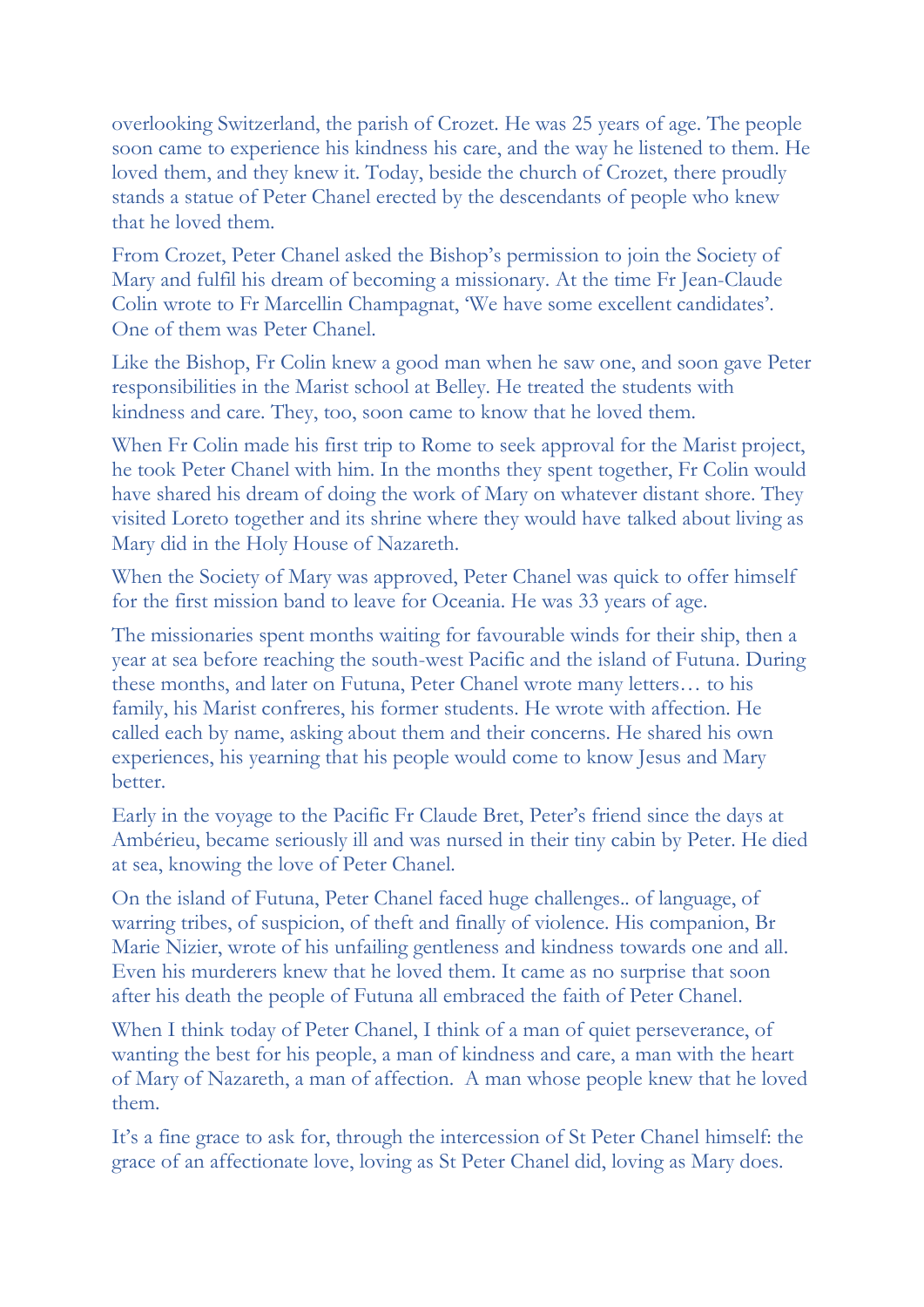overlooking Switzerland, the parish of Crozet. He was 25 years of age. The people soon came to experience his kindness his care, and the way he listened to them. He loved them, and they knew it. Today, beside the church of Crozet, there proudly stands a statue of Peter Chanel erected by the descendants of people who knew that he loved them.

From Crozet, Peter Chanel asked the Bishop's permission to join the Society of Mary and fulfil his dream of becoming a missionary. At the time Fr Jean-Claude Colin wrote to Fr Marcellin Champagnat, 'We have some excellent candidates'. One of them was Peter Chanel.

Like the Bishop, Fr Colin knew a good man when he saw one, and soon gave Peter responsibilities in the Marist school at Belley. He treated the students with kindness and care. They, too, soon came to know that he loved them.

When Fr Colin made his first trip to Rome to seek approval for the Marist project, he took Peter Chanel with him. In the months they spent together, Fr Colin would have shared his dream of doing the work of Mary on whatever distant shore. They visited Loreto together and its shrine where they would have talked about living as Mary did in the Holy House of Nazareth.

When the Society of Mary was approved, Peter Chanel was quick to offer himself for the first mission band to leave for Oceania. He was 33 years of age.

The missionaries spent months waiting for favourable winds for their ship, then a year at sea before reaching the south-west Pacific and the island of Futuna. During these months, and later on Futuna, Peter Chanel wrote many letters… to his family, his Marist confreres, his former students. He wrote with affection. He called each by name, asking about them and their concerns. He shared his own experiences, his yearning that his people would come to know Jesus and Mary better.

Early in the voyage to the Pacific Fr Claude Bret, Peter's friend since the days at Ambérieu, became seriously ill and was nursed in their tiny cabin by Peter. He died at sea, knowing the love of Peter Chanel.

On the island of Futuna, Peter Chanel faced huge challenges.. of language, of warring tribes, of suspicion, of theft and finally of violence. His companion, Br Marie Nizier, wrote of his unfailing gentleness and kindness towards one and all. Even his murderers knew that he loved them. It came as no surprise that soon after his death the people of Futuna all embraced the faith of Peter Chanel.

When I think today of Peter Chanel, I think of a man of quiet perseverance, of wanting the best for his people, a man of kindness and care, a man with the heart of Mary of Nazareth, a man of affection. A man whose people knew that he loved them.

It's a fine grace to ask for, through the intercession of St Peter Chanel himself: the grace of an affectionate love, loving as St Peter Chanel did, loving as Mary does.